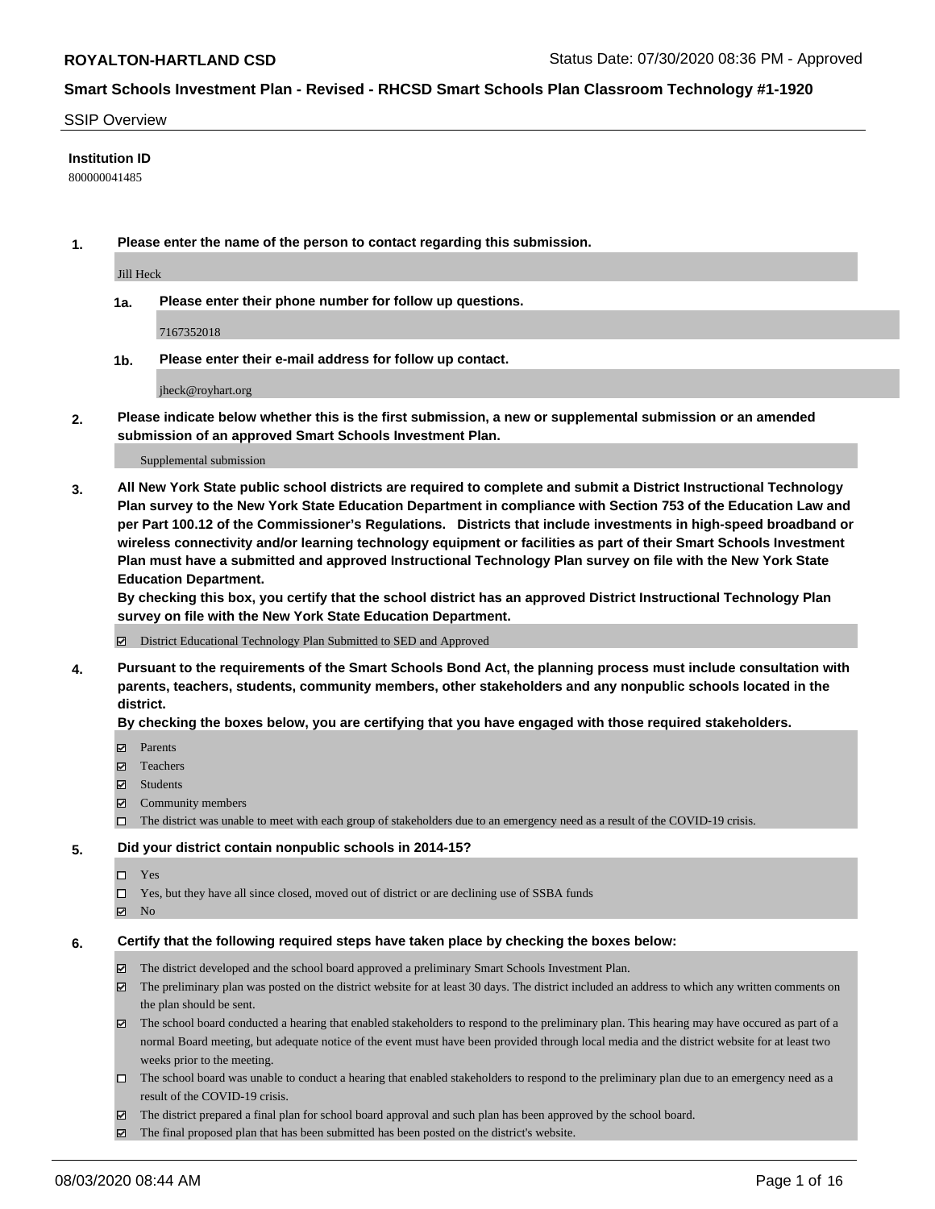**ROYALTON-HARTLAND CSD** Status Date: 07/30/2020 08:36 PM - Approved

## Smart Schools Investment Plan - Revised - RHCSD Smart Schools Plan Classroom Technology #1-1920

SSIP Overview

**Institution ID**

800000041485

**1. Please enter the name of the person to contact regarding this submission.**

Jill Heck

**1a. Please enter their phone number for follow up questions.**

7167352018

**1b. Please enter their e-mail address for follow up contact.**

jheck@royhart.org

**2. Please indicate below whether this is the first submission, a new or supplemental submission or an amended submission of an approved Smart Schools Investment Plan.**

Supplemental submission

**3. All New York State public school districts are required to complete and submit a District Instructional Technology Plan survey to the New York State Education Department in compliance with Section 753 of the Education Law and per Part 100.12 of the Commissioner's Regulations. Districts that include investments in high-speed broadband or wireless connectivity and/or learning technology equipment or facilities as part of their Smart Schools Investment Plan must have a submitted and approved Instructional Technology Plan survey on file with the New York State Education Department.**

**By checking this box, you certify that the school district has an approved District Instructional Technology Plan survey on file with the New York State Education Department.**

- [x] District Educational Technology Plan Submitted to SED and Approved

**4. Pursuant to the requirements of the Smart Schools Bond Act, the planning process must include consultation with parents, teachers, students, community members, other stakeholders and any nonpublic schools located in the district.**

**By checking the boxes below, you are certifying that you have engaged with those required stakeholders.**

- [x] Parents
- [x] Teachers
- [x] Students
- [x] Community members
- [ ] The district was unable to meet with each group of stakeholders due to an emergency need as a result of the COVID-19 crisis.

**5. Did your district contain nonpublic schools in 2014-15?**

- [ ] Yes
- [ ] Yes, but they have all since closed, moved out of district or are declining use of SSBA funds
- [x] No

**6. Certify that the following required steps have taken place by checking the boxes below:**

- [x] The district developed and the school board approved a preliminary Smart Schools Investment Plan.
- [x] The preliminary plan was posted on the district website for at least 30 days. The district included an address to which any written comments on the plan should be sent.
- [x] The school board conducted a hearing that enabled stakeholders to respond to the preliminary plan. This hearing may have occured as part of a normal Board meeting, but adequate notice of the event must have been provided through local media and the district website for at least two weeks prior to the meeting.
- [ ] The school board was unable to conduct a hearing that enabled stakeholders to respond to the preliminary plan due to an emergency need as a result of the COVID-19 crisis.
- [x] The district prepared a final plan for school board approval and such plan has been approved by the school board.
- [x] The final proposed plan that has been submitted has been posted on the district's website.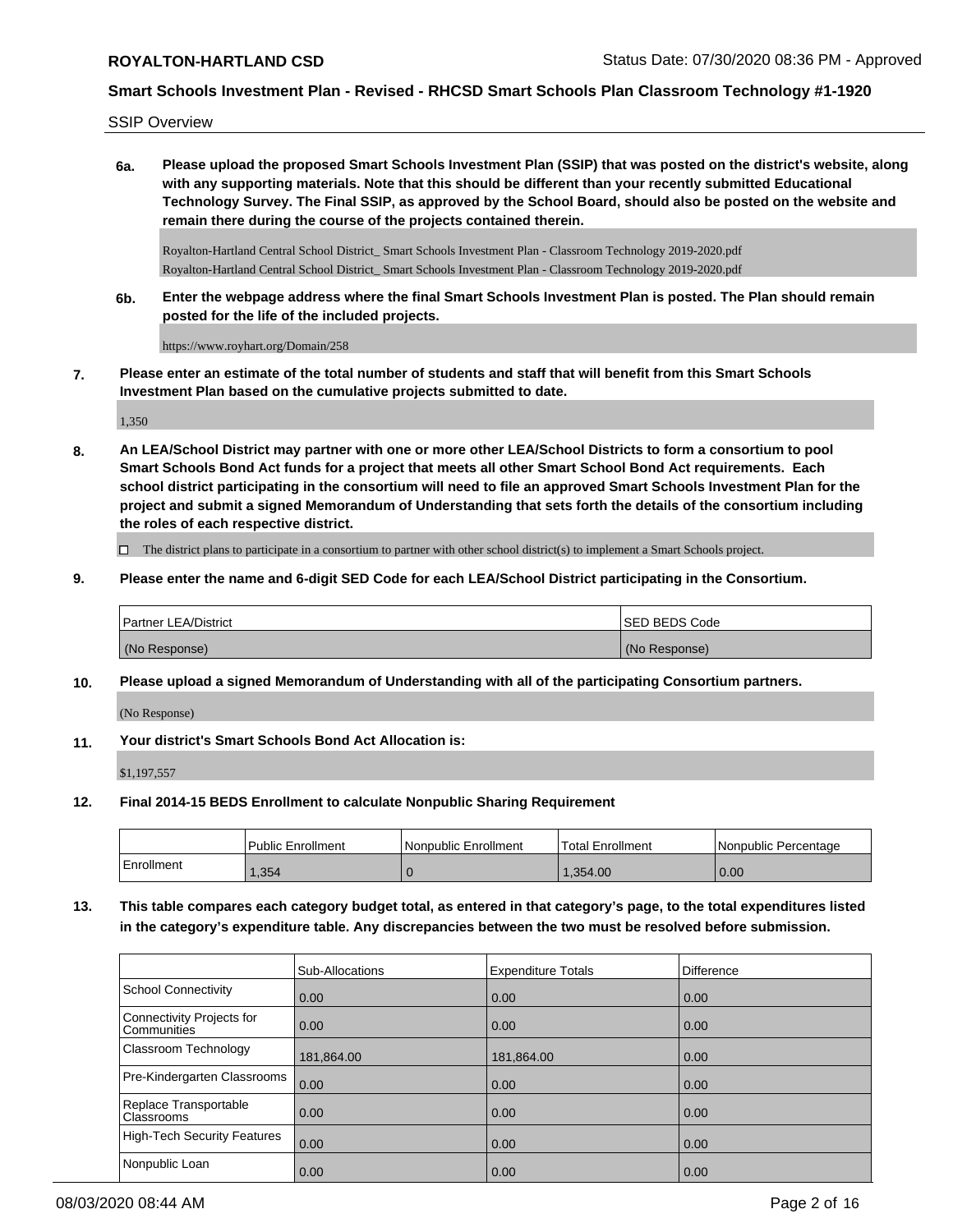SSIP Overview

**6a. Please upload the proposed Smart Schools Investment Plan (SSIP) that was posted on the district's website, along with any supporting materials. Note that this should be different than your recently submitted Educational Technology Survey. The Final SSIP, as approved by the School Board, should also be posted on the website and remain there during the course of the projects contained therein.**

Royalton-Hartland Central School District_ Smart Schools Investment Plan - Classroom Technology 2019-2020.pdf
Royalton-Hartland Central School District_ Smart Schools Investment Plan - Classroom Technology 2019-2020.pdf

**6b. Enter the webpage address where the final Smart Schools Investment Plan is posted. The Plan should remain posted for the life of the included projects.**

https://www.royhart.org/Domain/258

**7. Please enter an estimate of the total number of students and staff that will benefit from this Smart Schools Investment Plan based on the cumulative projects submitted to date.**

1,350

**8. An LEA/School District may partner with one or more other LEA/School Districts to form a consortium to pool Smart Schools Bond Act funds for a project that meets all other Smart School Bond Act requirements. Each school district participating in the consortium will need to file an approved Smart Schools Investment Plan for the project and submit a signed Memorandum of Understanding that sets forth the details of the consortium including the roles of each respective district.**

☐ The district plans to participate in a consortium to partner with other school district(s) to implement a Smart Schools project.

**9. Please enter the name and 6-digit SED Code for each LEA/School District participating in the Consortium.**

| Partner LEA/District | SED BEDS Code |
|---|---|
| (No Response) | (No Response) |

**10. Please upload a signed Memorandum of Understanding with all of the participating Consortium partners.**

(No Response)

**11. Your district's Smart Schools Bond Act Allocation is:**

$1,197,557

**12. Final 2014-15 BEDS Enrollment to calculate Nonpublic Sharing Requirement**

| | Public Enrollment | Nonpublic Enrollment | Total Enrollment | Nonpublic Percentage |
|---|---|---|---|---|
| Enrollment | 1,354 | 0 | 1,354.00 | 0.00 |

**13. This table compares each category budget total, as entered in that category's page, to the total expenditures listed in the category's expenditure table. Any discrepancies between the two must be resolved before submission.**

| | Sub-Allocations | Expenditure Totals | Difference |
|---|---|---|---|
| School Connectivity | 0.00 | 0.00 | 0.00 |
| Connectivity Projects for Communities | 0.00 | 0.00 | 0.00 |
| Classroom Technology | 181,864.00 | 181,864.00 | 0.00 |
| Pre-Kindergarten Classrooms | 0.00 | 0.00 | 0.00 |
| Replace Transportable Classrooms | 0.00 | 0.00 | 0.00 |
| High-Tech Security Features | 0.00 | 0.00 | 0.00 |
| Nonpublic Loan | 0.00 | 0.00 | 0.00 |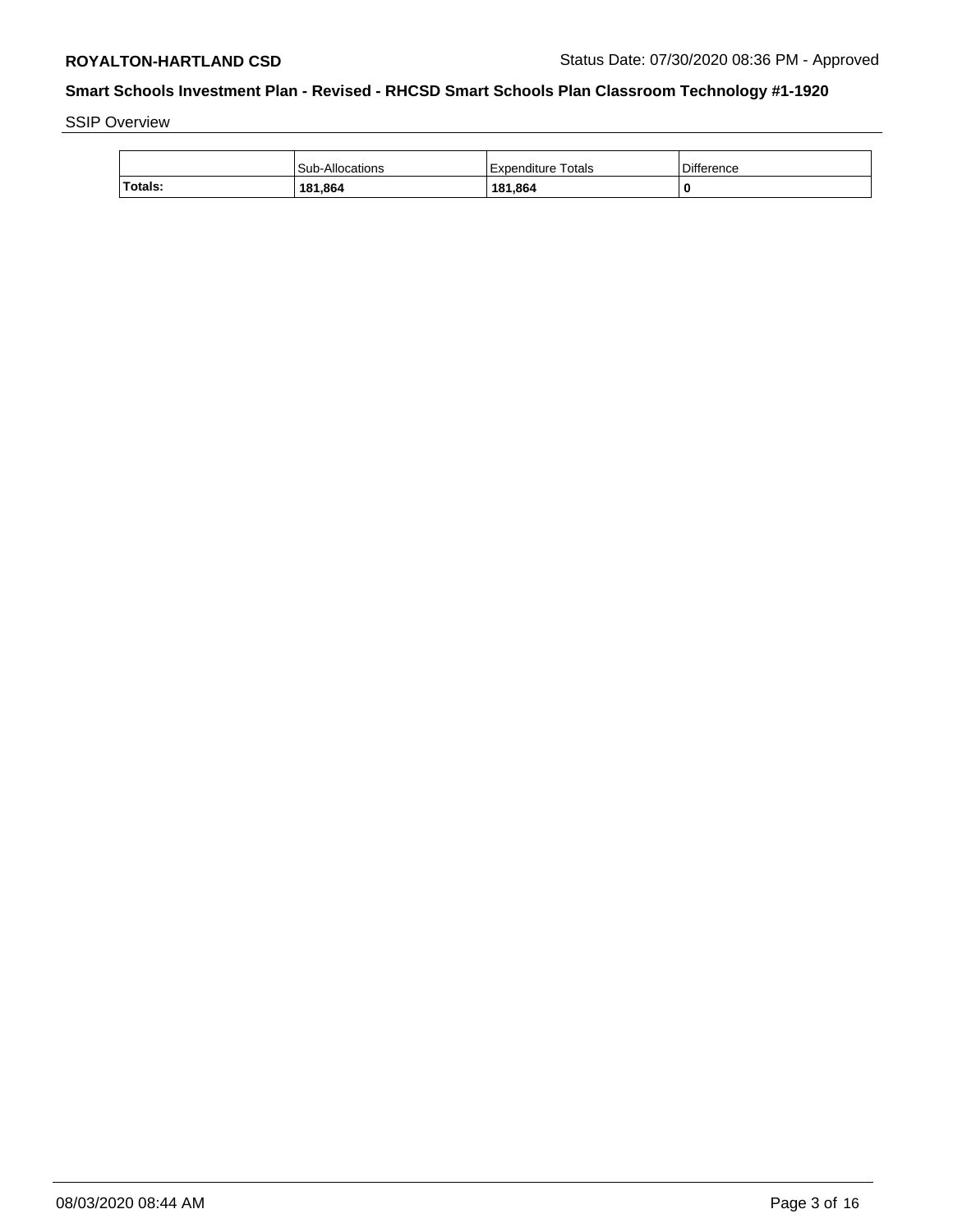SSIP Overview

| | Sub-Allocations | Expenditure Totals | Difference |
|---|---|---|---|
| **Totals:** | **181,864** | **181,864** | **0** |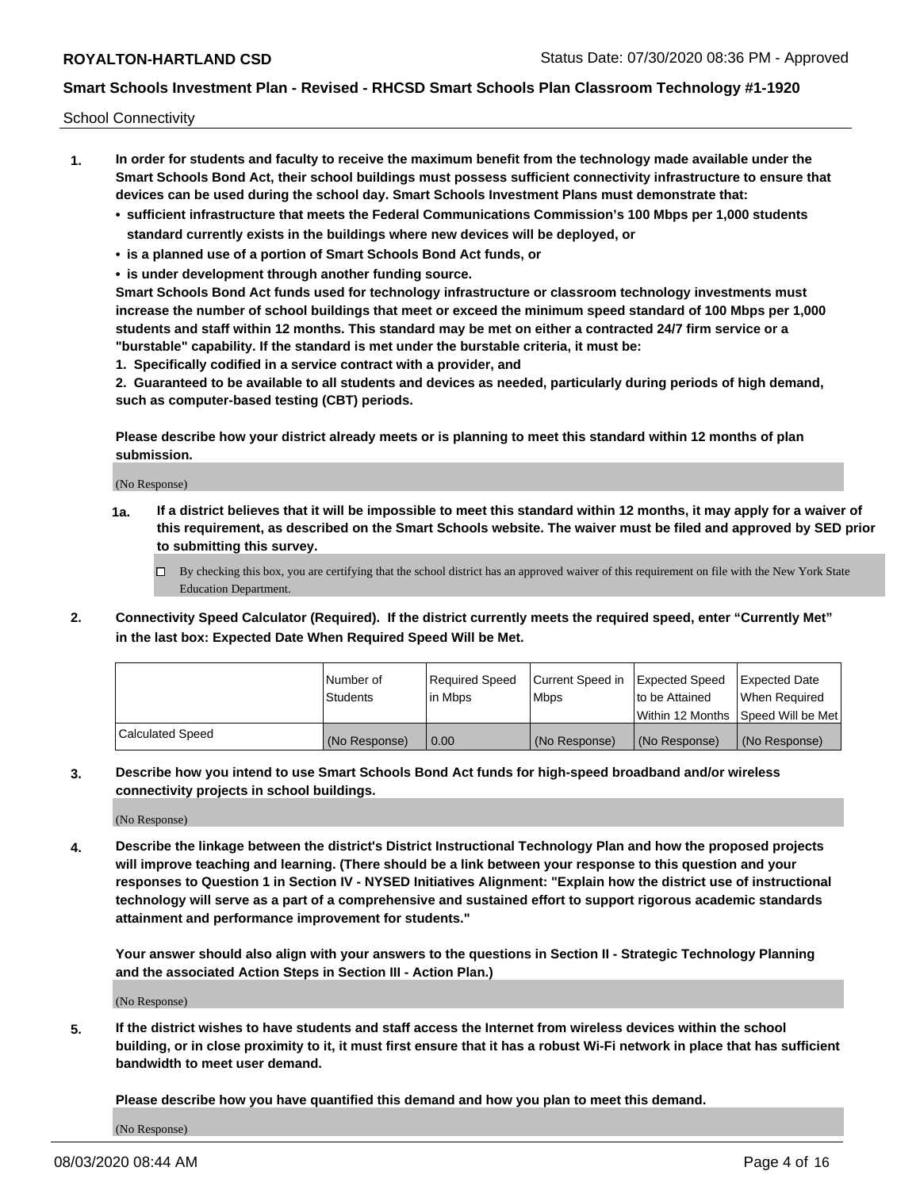School Connectivity

1. **In order for students and faculty to receive the maximum benefit from the technology made available under the Smart Schools Bond Act, their school buildings must possess sufficient connectivity infrastructure to ensure that devices can be used during the school day. Smart Schools Investment Plans must demonstrate that:**
   - **sufficient infrastructure that meets the Federal Communications Commission's 100 Mbps per 1,000 students standard currently exists in the buildings where new devices will be deployed, or**
   - **is a planned use of a portion of Smart Schools Bond Act funds, or**
   - **is under development through another funding source.**

   **Smart Schools Bond Act funds used for technology infrastructure or classroom technology investments must increase the number of school buildings that meet or exceed the minimum speed standard of 100 Mbps per 1,000 students and staff within 12 months. This standard may be met on either a contracted 24/7 firm service or a "burstable" capability. If the standard is met under the burstable criteria, it must be:**

   **1. Specifically codified in a service contract with a provider, and**

   **2. Guaranteed to be available to all students and devices as needed, particularly during periods of high demand, such as computer-based testing (CBT) periods.**

   **Please describe how your district already meets or is planning to meet this standard within 12 months of plan submission.**

   (No Response)

   **1a. If a district believes that it will be impossible to meet this standard within 12 months, it may apply for a waiver of this requirement, as described on the Smart Schools website. The waiver must be filed and approved by SED prior to submitting this survey.**

   ☐ By checking this box, you are certifying that the school district has an approved waiver of this requirement on file with the New York State Education Department.

2. **Connectivity Speed Calculator (Required). If the district currently meets the required speed, enter "Currently Met" in the last box: Expected Date When Required Speed Will be Met.**

| | Number of Students | Required Speed in Mbps | Current Speed in Mbps | Expected Speed to be Attained Within 12 Months | Expected Date When Required Speed Will be Met |
|---|---|---|---|---|---|
| Calculated Speed | (No Response) | 0.00 | (No Response) | (No Response) | (No Response) |

3. **Describe how you intend to use Smart Schools Bond Act funds for high-speed broadband and/or wireless connectivity projects in school buildings.**

   (No Response)

4. **Describe the linkage between the district's District Instructional Technology Plan and how the proposed projects will improve teaching and learning. (There should be a link between your response to this question and your responses to Question 1 in Section IV - NYSED Initiatives Alignment: "Explain how the district use of instructional technology will serve as a part of a comprehensive and sustained effort to support rigorous academic standards attainment and performance improvement for students."**

   **Your answer should also align with your answers to the questions in Section II - Strategic Technology Planning and the associated Action Steps in Section III - Action Plan.)**

   (No Response)

5. **If the district wishes to have students and staff access the Internet from wireless devices within the school building, or in close proximity to it, it must first ensure that it has a robust Wi-Fi network in place that has sufficient bandwidth to meet user demand.**

   **Please describe how you have quantified this demand and how you plan to meet this demand.**

   (No Response)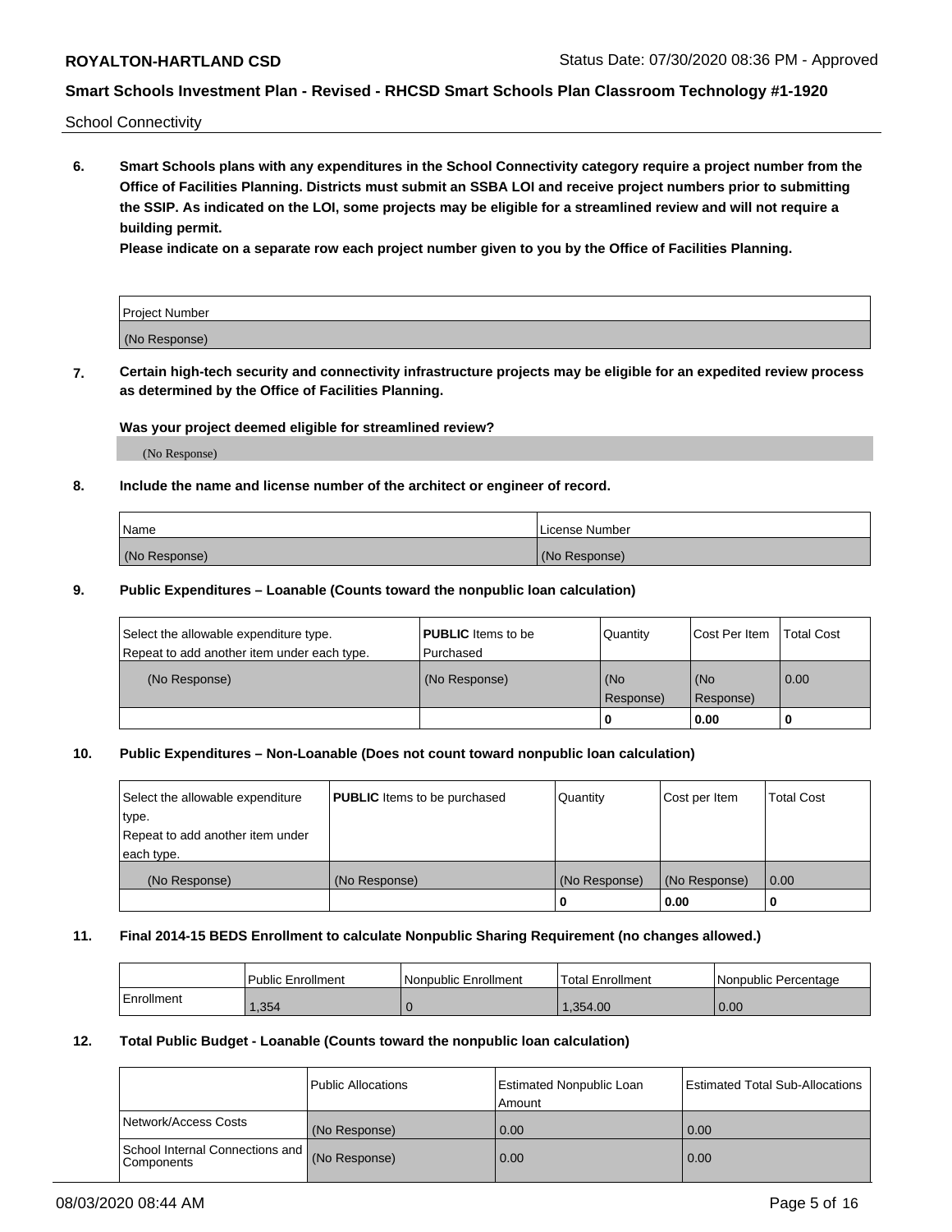School Connectivity

**6. Smart Schools plans with any expenditures in the School Connectivity category require a project number from the Office of Facilities Planning. Districts must submit an SSBA LOI and receive project numbers prior to submitting the SSIP. As indicated on the LOI, some projects may be eligible for a streamlined review and will not require a building permit.**

**Please indicate on a separate row each project number given to you by the Office of Facilities Planning.**

| Project Number |
| --- |
| (No Response) |

**7. Certain high-tech security and connectivity infrastructure projects may be eligible for an expedited review process as determined by the Office of Facilities Planning.**

**Was your project deemed eligible for streamlined review?**

(No Response)

**8. Include the name and license number of the architect or engineer of record.**

| Name | License Number |
| --- | --- |
| (No Response) | (No Response) |

**9. Public Expenditures – Loanable (Counts toward the nonpublic loan calculation)**

| Select the allowable expenditure type. Repeat to add another item under each type. | **PUBLIC** Items to be Purchased | Quantity | Cost Per Item | Total Cost |
| --- | --- | --- | --- | --- |
| (No Response) | (No Response) | (No Response) | (No Response) | 0.00 |
| | | 0 | 0.00 | 0 |

**10. Public Expenditures – Non-Loanable (Does not count toward nonpublic loan calculation)**

| Select the allowable expenditure type. Repeat to add another item under each type. | **PUBLIC** Items to be purchased | Quantity | Cost per Item | Total Cost |
| --- | --- | --- | --- | --- |
| (No Response) | (No Response) | (No Response) | (No Response) | 0.00 |
| | | 0 | 0.00 | 0 |

**11. Final 2014-15 BEDS Enrollment to calculate Nonpublic Sharing Requirement (no changes allowed.)**

| | Public Enrollment | Nonpublic Enrollment | Total Enrollment | Nonpublic Percentage |
| --- | --- | --- | --- | --- |
| Enrollment | 1,354 | 0 | 1,354.00 | 0.00 |

**12. Total Public Budget - Loanable (Counts toward the nonpublic loan calculation)**

| | Public Allocations | Estimated Nonpublic Loan Amount | Estimated Total Sub-Allocations |
| --- | --- | --- | --- |
| Network/Access Costs | (No Response) | 0.00 | 0.00 |
| School Internal Connections and Components | (No Response) | 0.00 | 0.00 |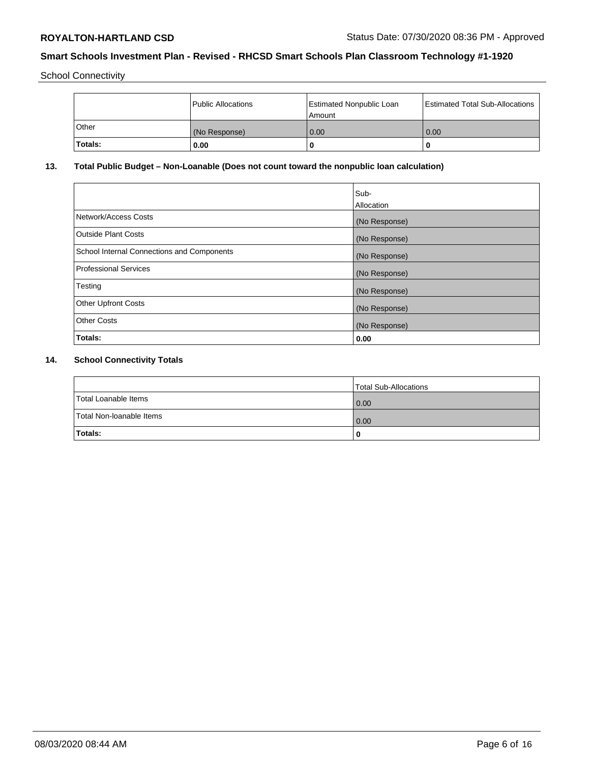School Connectivity

| | Public Allocations | Estimated Nonpublic Loan Amount | Estimated Total Sub-Allocations |
|---|---|---|---|
| Other | (No Response) | 0.00 | 0.00 |
| **Totals:** | **0.00** | **0** | **0** |

## 13. Total Public Budget – Non-Loanable (Does not count toward the nonpublic loan calculation)

| | Sub-Allocation |
|---|---|
| Network/Access Costs | (No Response) |
| Outside Plant Costs | (No Response) |
| School Internal Connections and Components | (No Response) |
| Professional Services | (No Response) |
| Testing | (No Response) |
| Other Upfront Costs | (No Response) |
| Other Costs | (No Response) |
| **Totals:** | **0.00** |

## 14. School Connectivity Totals

| | Total Sub-Allocations |
|---|---|
| Total Loanable Items | 0.00 |
| Total Non-loanable Items | 0.00 |
| **Totals:** | **0** |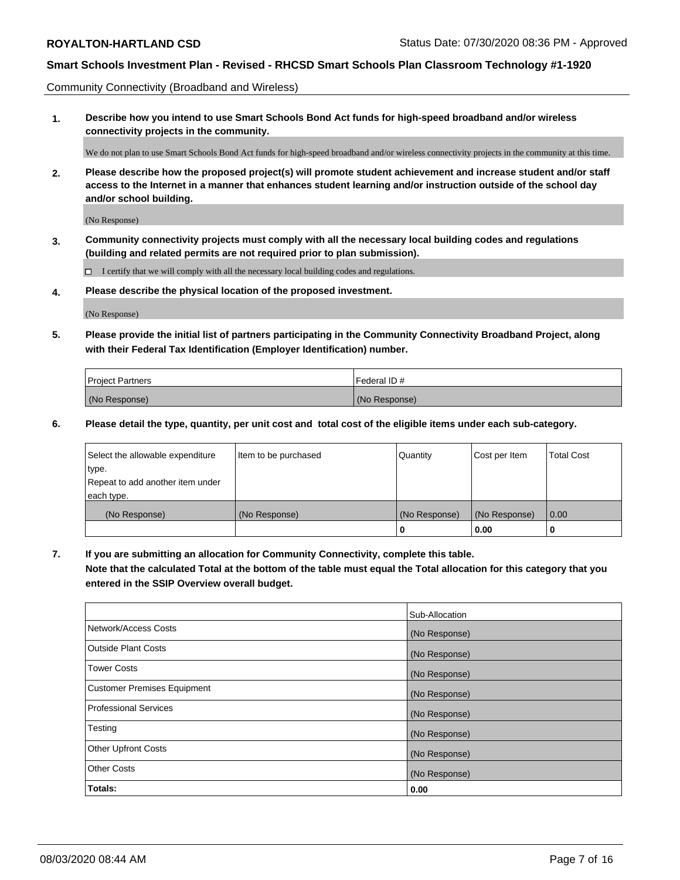Community Connectivity (Broadband and Wireless)

**1. Describe how you intend to use Smart Schools Bond Act funds for high-speed broadband and/or wireless connectivity projects in the community.**

We do not plan to use Smart Schools Bond Act funds for high-speed broadband and/or wireless connectivity projects in the community at this time.

**2. Please describe how the proposed project(s) will promote student achievement and increase student and/or staff access to the Internet in a manner that enhances student learning and/or instruction outside of the school day and/or school building.**

(No Response)

**3. Community connectivity projects must comply with all the necessary local building codes and regulations (building and related permits are not required prior to plan submission).**

☐ I certify that we will comply with all the necessary local building codes and regulations.

**4. Please describe the physical location of the proposed investment.**

(No Response)

**5. Please provide the initial list of partners participating in the Community Connectivity Broadband Project, along with their Federal Tax Identification (Employer Identification) number.**

| Project Partners | Federal ID # |
|---|---|
| (No Response) | (No Response) |

**6. Please detail the type, quantity, per unit cost and total cost of the eligible items under each sub-category.**

| Select the allowable expenditure type. Repeat to add another item under each type. | Item to be purchased | Quantity | Cost per Item | Total Cost |
|---|---|---|---|---|
| (No Response) | (No Response) | (No Response) | (No Response) | 0.00 |
| | | **0** | **0.00** | **0** |

**7. If you are submitting an allocation for Community Connectivity, complete this table. Note that the calculated Total at the bottom of the table must equal the Total allocation for this category that you entered in the SSIP Overview overall budget.**

| | Sub-Allocation |
|---|---|
| Network/Access Costs | (No Response) |
| Outside Plant Costs | (No Response) |
| Tower Costs | (No Response) |
| Customer Premises Equipment | (No Response) |
| Professional Services | (No Response) |
| Testing | (No Response) |
| Other Upfront Costs | (No Response) |
| Other Costs | (No Response) |
| **Totals:** | **0.00** |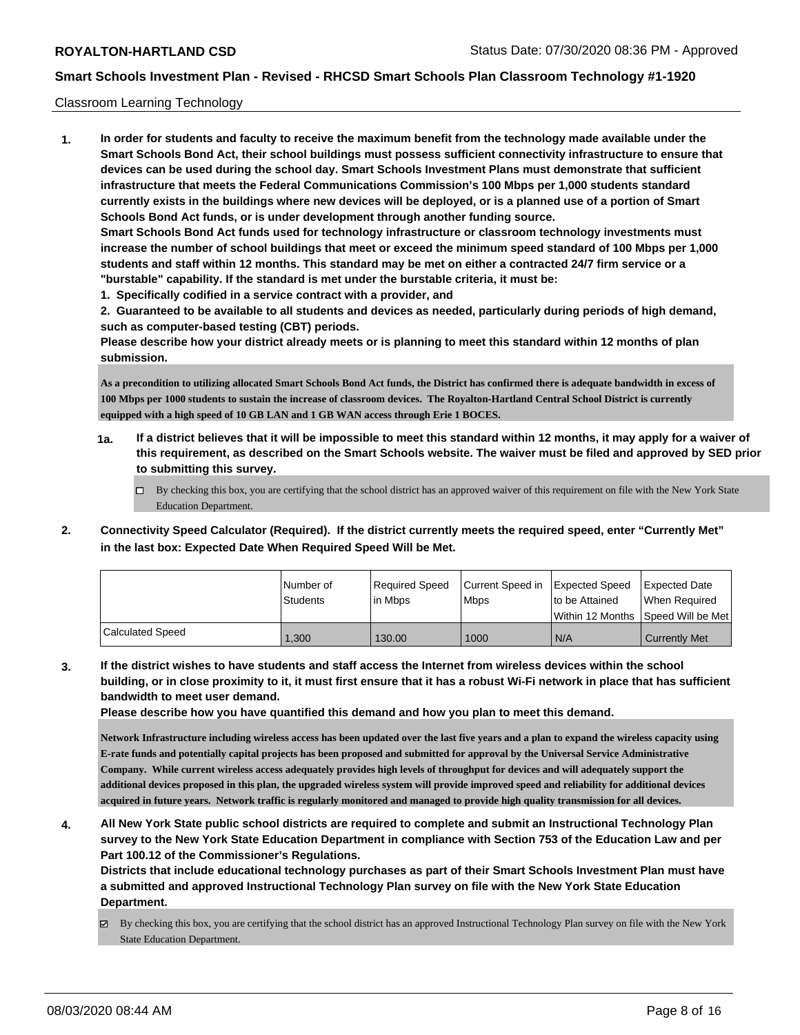Classroom Learning Technology

**1. In order for students and faculty to receive the maximum benefit from the technology made available under the Smart Schools Bond Act, their school buildings must possess sufficient connectivity infrastructure to ensure that devices can be used during the school day. Smart Schools Investment Plans must demonstrate that sufficient infrastructure that meets the Federal Communications Commission's 100 Mbps per 1,000 students standard currently exists in the buildings where new devices will be deployed, or is a planned use of a portion of Smart Schools Bond Act funds, or is under development through another funding source.**

**Smart Schools Bond Act funds used for technology infrastructure or classroom technology investments must increase the number of school buildings that meet or exceed the minimum speed standard of 100 Mbps per 1,000 students and staff within 12 months. This standard may be met on either a contracted 24/7 firm service or a "burstable" capability. If the standard is met under the burstable criteria, it must be:**

**1. Specifically codified in a service contract with a provider, and**

**2. Guaranteed to be available to all students and devices as needed, particularly during periods of high demand, such as computer-based testing (CBT) periods.**

**Please describe how your district already meets or is planning to meet this standard within 12 months of plan submission.**

**As a precondition to utilizing allocated Smart Schools Bond Act funds, the District has confirmed there is adequate bandwidth in excess of 100 Mbps per 1000 students to sustain the increase of classroom devices. The Royalton-Hartland Central School District is currently equipped with a high speed of 10 GB LAN and 1 GB WAN access through Erie 1 BOCES.**

**1a. If a district believes that it will be impossible to meet this standard within 12 months, it may apply for a waiver of this requirement, as described on the Smart Schools website. The waiver must be filed and approved by SED prior to submitting this survey.**

- ☐ By checking this box, you are certifying that the school district has an approved waiver of this requirement on file with the New York State Education Department.

**2. Connectivity Speed Calculator (Required). If the district currently meets the required speed, enter "Currently Met" in the last box: Expected Date When Required Speed Will be Met.**

| | Number of Students | Required Speed in Mbps | Current Speed in Mbps | Expected Speed to be Attained Within 12 Months | Expected Date When Required Speed Will be Met |
|---|---|---|---|---|---|
| Calculated Speed | 1,300 | 130.00 | 1000 | N/A | Currently Met |

**3. If the district wishes to have students and staff access the Internet from wireless devices within the school building, or in close proximity to it, it must first ensure that it has a robust Wi-Fi network in place that has sufficient bandwidth to meet user demand.**

**Please describe how you have quantified this demand and how you plan to meet this demand.**

**Network Infrastructure including wireless access has been updated over the last five years and a plan to expand the wireless capacity using E-rate funds and potentially capital projects has been proposed and submitted for approval by the Universal Service Administrative Company. While current wireless access adequately provides high levels of throughput for devices and will adequately support the additional devices proposed in this plan, the upgraded wireless system will provide improved speed and reliability for additional devices acquired in future years. Network traffic is regularly monitored and managed to provide high quality transmission for all devices.**

**4. All New York State public school districts are required to complete and submit an Instructional Technology Plan survey to the New York State Education Department in compliance with Section 753 of the Education Law and per Part 100.12 of the Commissioner's Regulations.**

**Districts that include educational technology purchases as part of their Smart Schools Investment Plan must have a submitted and approved Instructional Technology Plan survey on file with the New York State Education Department.**

- ☑ By checking this box, you are certifying that the school district has an approved Instructional Technology Plan survey on file with the New York State Education Department.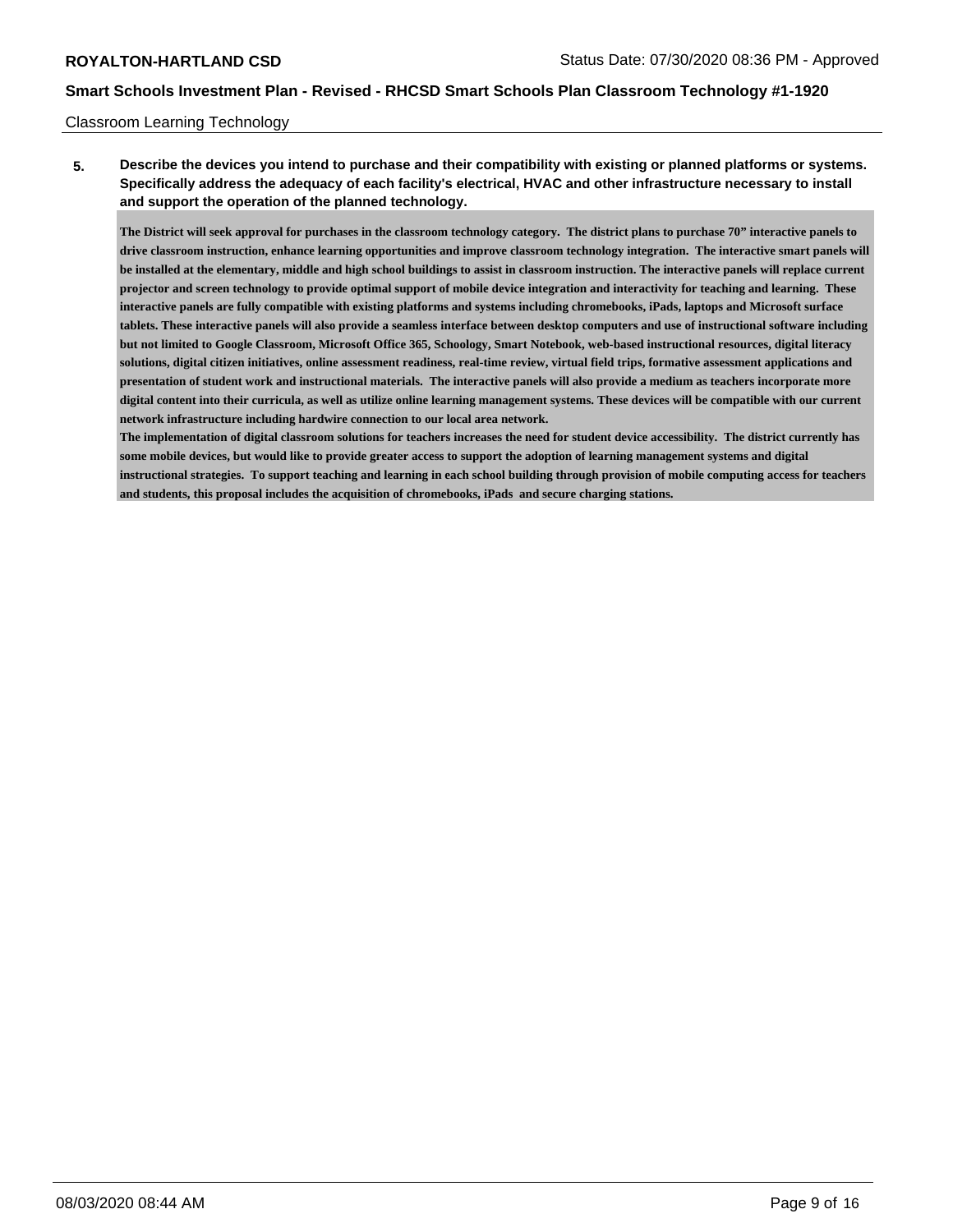Classroom Learning Technology

**5. Describe the devices you intend to purchase and their compatibility with existing or planned platforms or systems. Specifically address the adequacy of each facility's electrical, HVAC and other infrastructure necessary to install and support the operation of the planned technology.**

**The District will seek approval for purchases in the classroom technology category. The district plans to purchase 70" interactive panels to drive classroom instruction, enhance learning opportunities and improve classroom technology integration. The interactive smart panels will be installed at the elementary, middle and high school buildings to assist in classroom instruction. The interactive panels will replace current projector and screen technology to provide optimal support of mobile device integration and interactivity for teaching and learning. These interactive panels are fully compatible with existing platforms and systems including chromebooks, iPads, laptops and Microsoft surface tablets. These interactive panels will also provide a seamless interface between desktop computers and use of instructional software including but not limited to Google Classroom, Microsoft Office 365, Schoology, Smart Notebook, web-based instructional resources, digital literacy solutions, digital citizen initiatives, online assessment readiness, real-time review, virtual field trips, formative assessment applications and presentation of student work and instructional materials. The interactive panels will also provide a medium as teachers incorporate more digital content into their curricula, as well as utilize online learning management systems. These devices will be compatible with our current network infrastructure including hardwire connection to our local area network.**

**The implementation of digital classroom solutions for teachers increases the need for student device accessibility. The district currently has some mobile devices, but would like to provide greater access to support the adoption of learning management systems and digital instructional strategies. To support teaching and learning in each school building through provision of mobile computing access for teachers and students, this proposal includes the acquisition of chromebooks, iPads and secure charging stations.**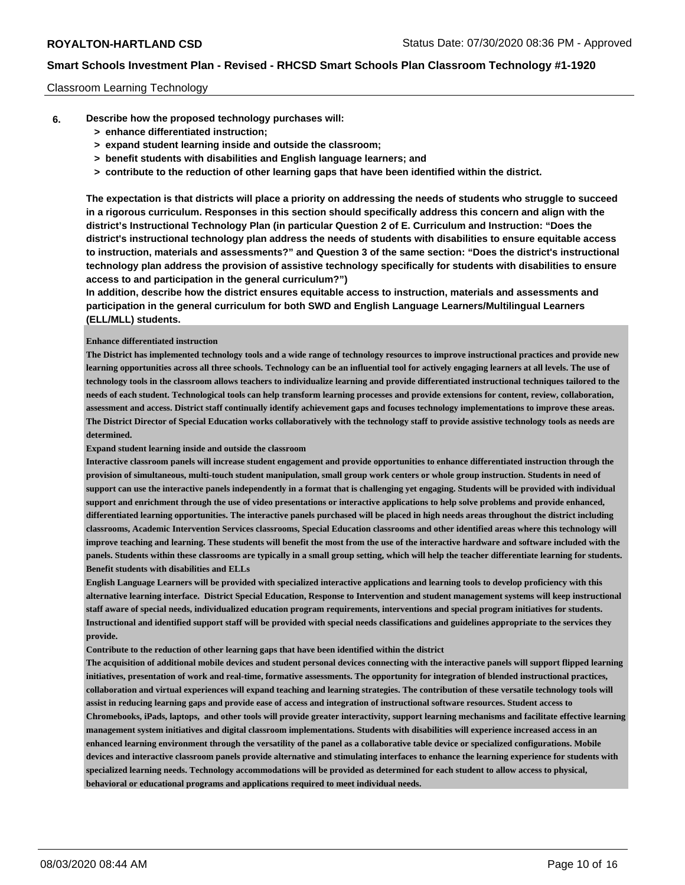Classroom Learning Technology

**6. Describe how the proposed technology purchases will:**

- **> enhance differentiated instruction;**
- **> expand student learning inside and outside the classroom;**
- **> benefit students with disabilities and English language learners; and**
- **> contribute to the reduction of other learning gaps that have been identified within the district.**

**The expectation is that districts will place a priority on addressing the needs of students who struggle to succeed in a rigorous curriculum. Responses in this section should specifically address this concern and align with the district's Instructional Technology Plan (in particular Question 2 of E. Curriculum and Instruction: "Does the district's instructional technology plan address the needs of students with disabilities to ensure equitable access to instruction, materials and assessments?" and Question 3 of the same section: "Does the district's instructional technology plan address the provision of assistive technology specifically for students with disabilities to ensure access to and participation in the general curriculum?")**

**In addition, describe how the district ensures equitable access to instruction, materials and assessments and participation in the general curriculum for both SWD and English Language Learners/Multilingual Learners (ELL/MLL) students.**

**Enhance differentiated instruction**

The District has implemented technology tools and a wide range of technology resources to improve instructional practices and provide new learning opportunities across all three schools. Technology can be an influential tool for actively engaging learners at all levels. The use of technology tools in the classroom allows teachers to individualize learning and provide differentiated instructional techniques tailored to the needs of each student. Technological tools can help transform learning processes and provide extensions for content, review, collaboration, assessment and access. District staff continually identify achievement gaps and focuses technology implementations to improve these areas. The District Director of Special Education works collaboratively with the technology staff to provide assistive technology tools as needs are determined.

**Expand student learning inside and outside the classroom**

Interactive classroom panels will increase student engagement and provide opportunities to enhance differentiated instruction through the provision of simultaneous, multi-touch student manipulation, small group work centers or whole group instruction. Students in need of support can use the interactive panels independently in a format that is challenging yet engaging. Students will be provided with individual support and enrichment through the use of video presentations or interactive applications to help solve problems and provide enhanced, differentiated learning opportunities. The interactive panels purchased will be placed in high needs areas throughout the district including classrooms, Academic Intervention Services classrooms, Special Education classrooms and other identified areas where this technology will improve teaching and learning. These students will benefit the most from the use of the interactive hardware and software included with the panels. Students within these classrooms are typically in a small group setting, which will help the teacher differentiate learning for students.

**Benefit students with disabilities and ELLs**

English Language Learners will be provided with specialized interactive applications and learning tools to develop proficiency with this alternative learning interface. District Special Education, Response to Intervention and student management systems will keep instructional staff aware of special needs, individualized education program requirements, interventions and special program initiatives for students. Instructional and identified support staff will be provided with special needs classifications and guidelines appropriate to the services they provide.

**Contribute to the reduction of other learning gaps that have been identified within the district**

The acquisition of additional mobile devices and student personal devices connecting with the interactive panels will support flipped learning initiatives, presentation of work and real-time, formative assessments. The opportunity for integration of blended instructional practices, collaboration and virtual experiences will expand teaching and learning strategies. The contribution of these versatile technology tools will assist in reducing learning gaps and provide ease of access and integration of instructional software resources. Student access to Chromebooks, iPads, laptops, and other tools will provide greater interactivity, support learning mechanisms and facilitate effective learning management system initiatives and digital classroom implementations. Students with disabilities will experience increased access in an enhanced learning environment through the versatility of the panel as a collaborative table device or specialized configurations. Mobile devices and interactive classroom panels provide alternative and stimulating interfaces to enhance the learning experience for students with specialized learning needs. Technology accommodations will be provided as determined for each student to allow access to physical, behavioral or educational programs and applications required to meet individual needs.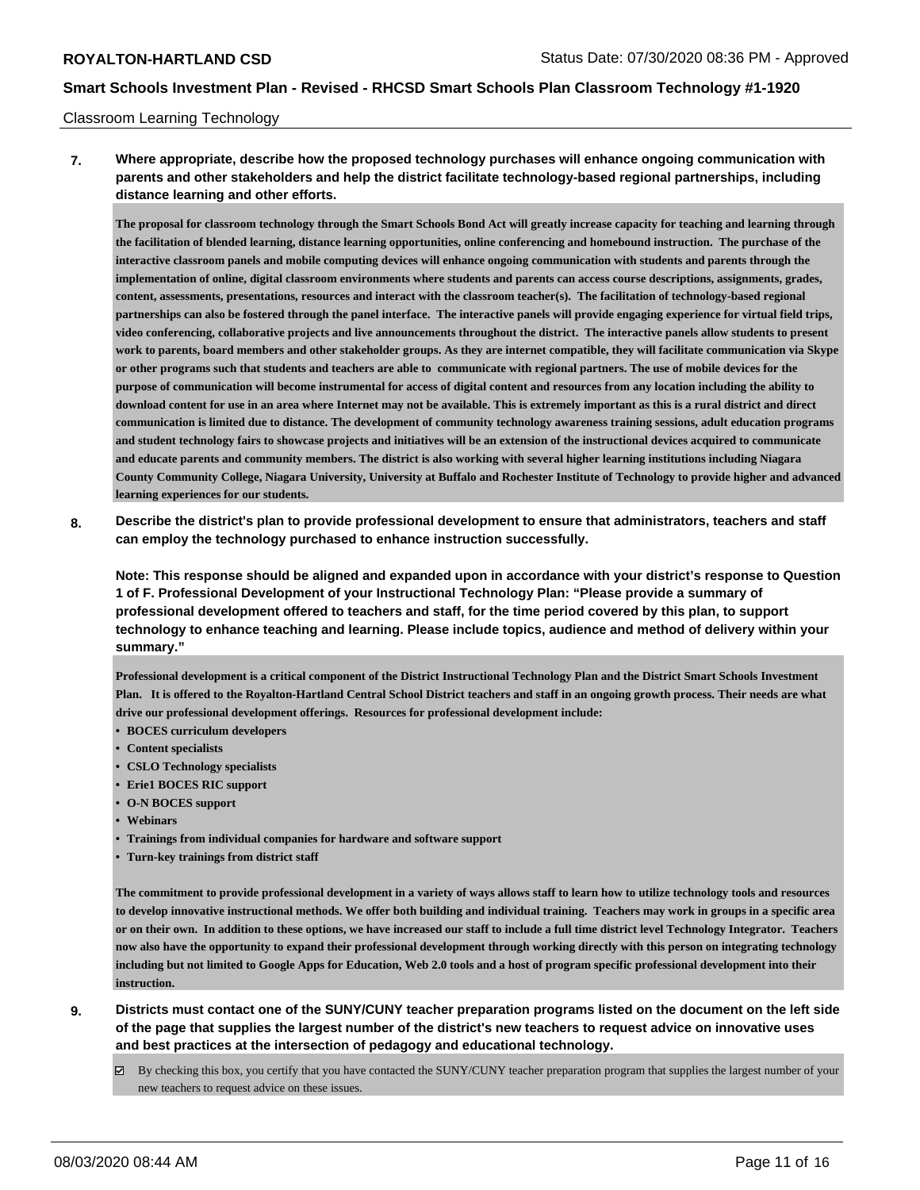Classroom Learning Technology

**7. Where appropriate, describe how the proposed technology purchases will enhance ongoing communication with parents and other stakeholders and help the district facilitate technology-based regional partnerships, including distance learning and other efforts.**

**The proposal for classroom technology through the Smart Schools Bond Act will greatly increase capacity for teaching and learning through the facilitation of blended learning, distance learning opportunities, online conferencing and homebound instruction. The purchase of the interactive classroom panels and mobile computing devices will enhance ongoing communication with students and parents through the implementation of online, digital classroom environments where students and parents can access course descriptions, assignments, grades, content, assessments, presentations, resources and interact with the classroom teacher(s). The facilitation of technology-based regional partnerships can also be fostered through the panel interface. The interactive panels will provide engaging experience for virtual field trips, video conferencing, collaborative projects and live announcements throughout the district. The interactive panels allow students to present work to parents, board members and other stakeholder groups. As they are internet compatible, they will facilitate communication via Skype or other programs such that students and teachers are able to communicate with regional partners. The use of mobile devices for the purpose of communication will become instrumental for access of digital content and resources from any location including the ability to download content for use in an area where Internet may not be available. This is extremely important as this is a rural district and direct communication is limited due to distance. The development of community technology awareness training sessions, adult education programs and student technology fairs to showcase projects and initiatives will be an extension of the instructional devices acquired to communicate and educate parents and community members. The district is also working with several higher learning institutions including Niagara County Community College, Niagara University, University at Buffalo and Rochester Institute of Technology to provide higher and advanced learning experiences for our students.**

**8. Describe the district's plan to provide professional development to ensure that administrators, teachers and staff can employ the technology purchased to enhance instruction successfully.**

**Note: This response should be aligned and expanded upon in accordance with your district's response to Question 1 of F. Professional Development of your Instructional Technology Plan: "Please provide a summary of professional development offered to teachers and staff, for the time period covered by this plan, to support technology to enhance teaching and learning. Please include topics, audience and method of delivery within your summary."**

**Professional development is a critical component of the District Instructional Technology Plan and the District Smart Schools Investment Plan. It is offered to the Royalton-Hartland Central School District teachers and staff in an ongoing growth process. Their needs are what drive our professional development offerings. Resources for professional development include:**

- **BOCES curriculum developers**
- **Content specialists**
- **CSLO Technology specialists**
- **Erie1 BOCES RIC support**
- **O-N BOCES support**
- **Webinars**
- **Trainings from individual companies for hardware and software support**
- **Turn-key trainings from district staff**

**The commitment to provide professional development in a variety of ways allows staff to learn how to utilize technology tools and resources to develop innovative instructional methods. We offer both building and individual training. Teachers may work in groups in a specific area or on their own. In addition to these options, we have increased our staff to include a full time district level Technology Integrator. Teachers now also have the opportunity to expand their professional development through working directly with this person on integrating technology including but not limited to Google Apps for Education, Web 2.0 tools and a host of program specific professional development into their instruction.**

**9. Districts must contact one of the SUNY/CUNY teacher preparation programs listed on the document on the left side of the page that supplies the largest number of the district's new teachers to request advice on innovative uses and best practices at the intersection of pedagogy and educational technology.**

☑ By checking this box, you certify that you have contacted the SUNY/CUNY teacher preparation program that supplies the largest number of your new teachers to request advice on these issues.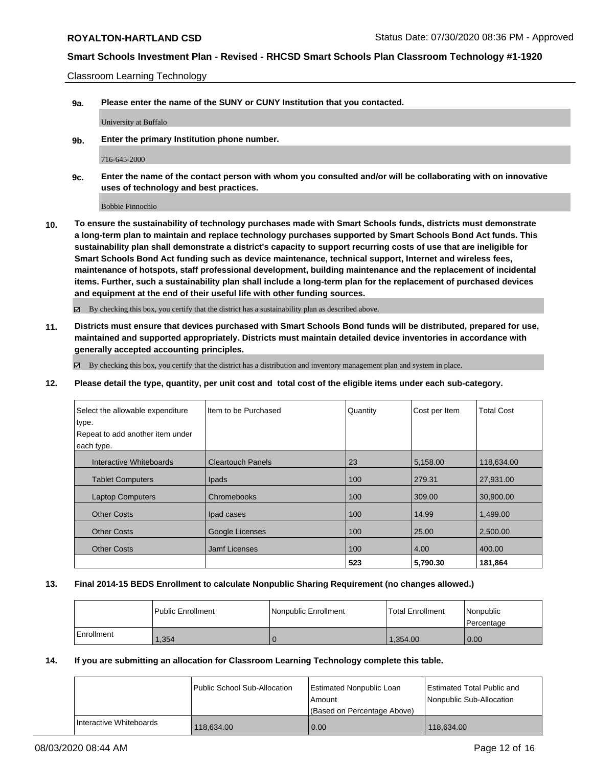Classroom Learning Technology

**9a. Please enter the name of the SUNY or CUNY Institution that you contacted.**

University at Buffalo

**9b. Enter the primary Institution phone number.**

716-645-2000

**9c. Enter the name of the contact person with whom you consulted and/or will be collaborating with on innovative uses of technology and best practices.**

Bobbie Finnochio

**10. To ensure the sustainability of technology purchases made with Smart Schools funds, districts must demonstrate a long-term plan to maintain and replace technology purchases supported by Smart Schools Bond Act funds. This sustainability plan shall demonstrate a district's capacity to support recurring costs of use that are ineligible for Smart Schools Bond Act funding such as device maintenance, technical support, Internet and wireless fees, maintenance of hotspots, staff professional development, building maintenance and the replacement of incidental items. Further, such a sustainability plan shall include a long-term plan for the replacement of purchased devices and equipment at the end of their useful life with other funding sources.**

☑ By checking this box, you certify that the district has a sustainability plan as described above.

**11. Districts must ensure that devices purchased with Smart Schools Bond funds will be distributed, prepared for use, maintained and supported appropriately. Districts must maintain detailed device inventories in accordance with generally accepted accounting principles.**

☑ By checking this box, you certify that the district has a distribution and inventory management plan and system in place.

**12. Please detail the type, quantity, per unit cost and total cost of the eligible items under each sub-category.**

| Select the allowable expenditure type. Repeat to add another item under each type. | Item to be Purchased | Quantity | Cost per Item | Total Cost |
|---|---|---|---|---|
| Interactive Whiteboards | Cleartouch Panels | 23 | 5,158.00 | 118,634.00 |
| Tablet Computers | Ipads | 100 | 279.31 | 27,931.00 |
| Laptop Computers | Chromebooks | 100 | 309.00 | 30,900.00 |
| Other Costs | Ipad cases | 100 | 14.99 | 1,499.00 |
| Other Costs | Google Licenses | 100 | 25.00 | 2,500.00 |
| Other Costs | Jamf Licenses | 100 | 4.00 | 400.00 |
| | | **523** | **5,790.30** | **181,864** |

**13. Final 2014-15 BEDS Enrollment to calculate Nonpublic Sharing Requirement (no changes allowed.)**

| | Public Enrollment | Nonpublic Enrollment | Total Enrollment | Nonpublic Percentage |
|---|---|---|---|---|
| Enrollment | 1,354 | 0 | 1,354.00 | 0.00 |

**14. If you are submitting an allocation for Classroom Learning Technology complete this table.**

| | Public School Sub-Allocation | Estimated Nonpublic Loan Amount (Based on Percentage Above) | Estimated Total Public and Nonpublic Sub-Allocation |
|---|---|---|---|
| Interactive Whiteboards | 118,634.00 | 0.00 | 118,634.00 |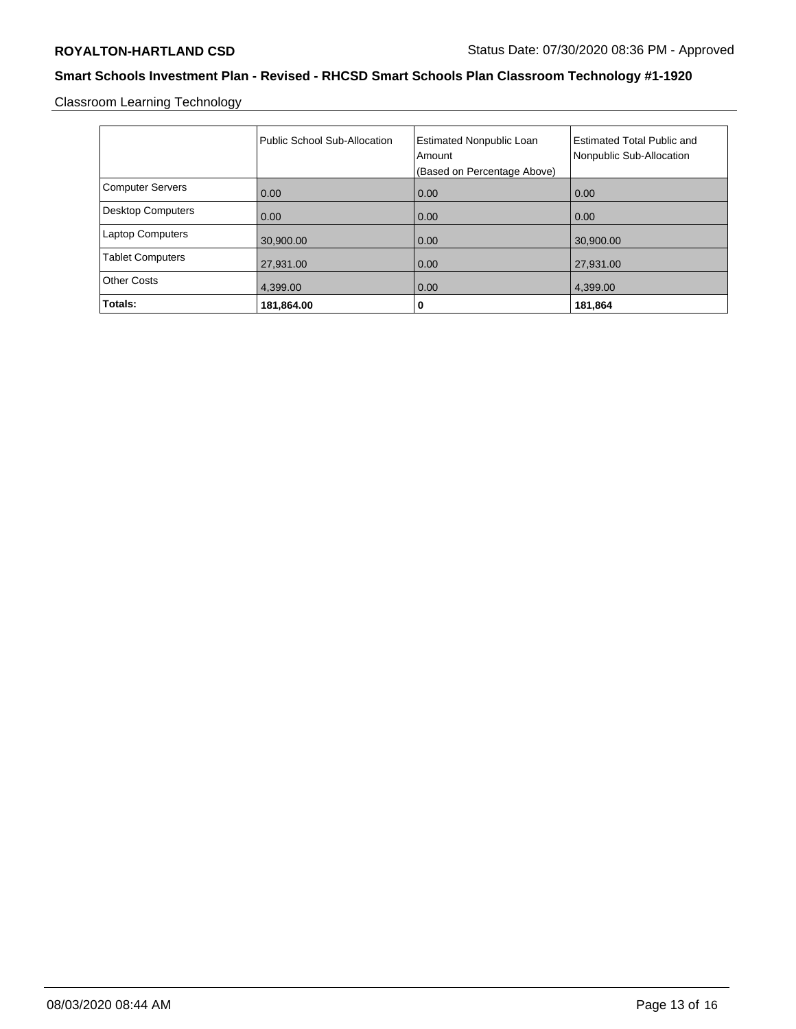## Smart Schools Investment Plan - Revised - RHCSD Smart Schools Plan Classroom Technology #1-1920

Classroom Learning Technology

| | Public School Sub-Allocation | Estimated Nonpublic Loan Amount (Based on Percentage Above) | Estimated Total Public and Nonpublic Sub-Allocation |
|---|---|---|---|
| Computer Servers | 0.00 | 0.00 | 0.00 |
| Desktop Computers | 0.00 | 0.00 | 0.00 |
| Laptop Computers | 30,900.00 | 0.00 | 30,900.00 |
| Tablet Computers | 27,931.00 | 0.00 | 27,931.00 |
| Other Costs | 4,399.00 | 0.00 | 4,399.00 |
| **Totals:** | **181,864.00** | **0** | **181,864** |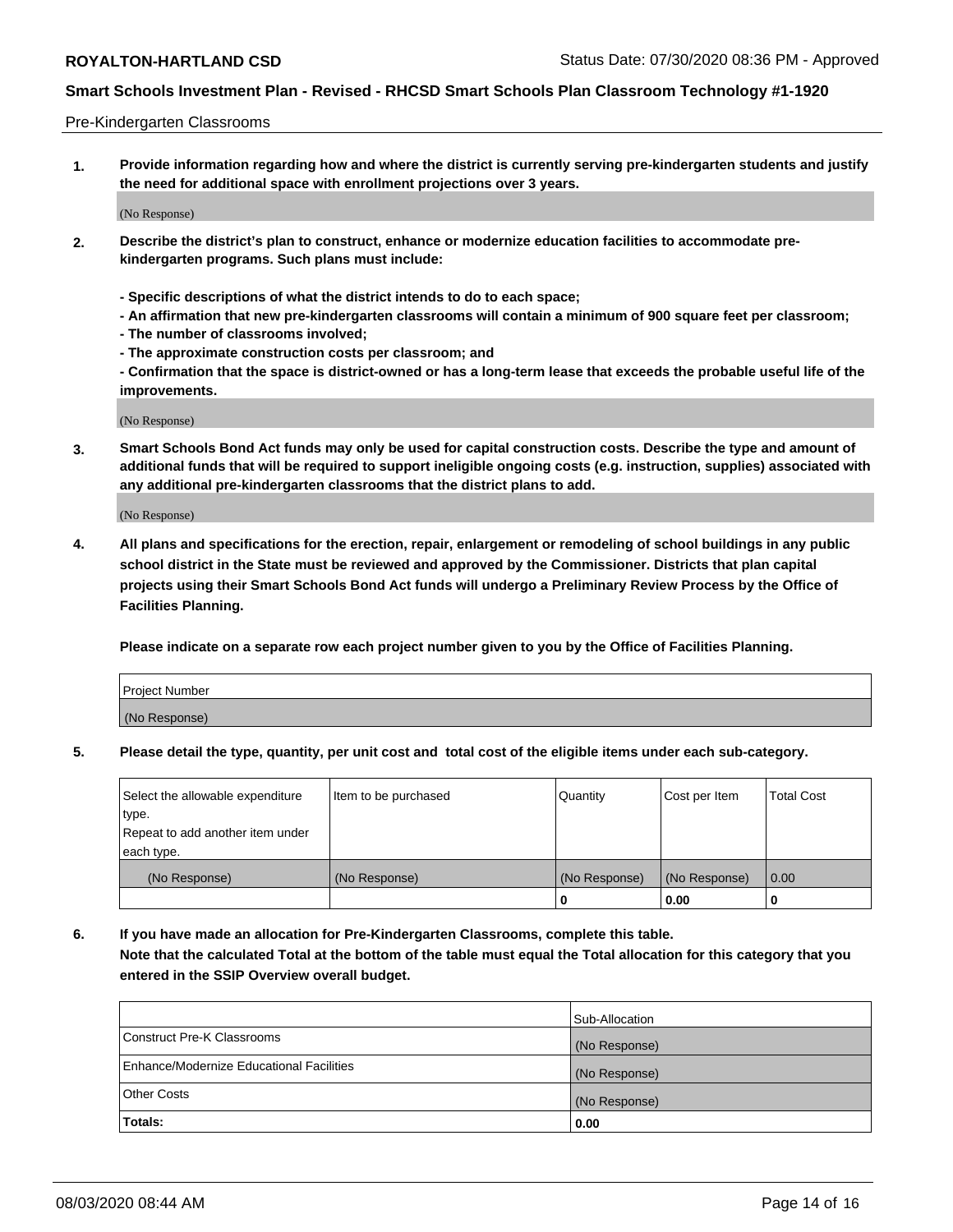Pre-Kindergarten Classrooms

**1. Provide information regarding how and where the district is currently serving pre-kindergarten students and justify the need for additional space with enrollment projections over 3 years.**

(No Response)

**2. Describe the district's plan to construct, enhance or modernize education facilities to accommodate pre-kindergarten programs. Such plans must include:**

**- Specific descriptions of what the district intends to do to each space;**
**- An affirmation that new pre-kindergarten classrooms will contain a minimum of 900 square feet per classroom;**
**- The number of classrooms involved;**
**- The approximate construction costs per classroom; and**
**- Confirmation that the space is district-owned or has a long-term lease that exceeds the probable useful life of the improvements.**

(No Response)

**3. Smart Schools Bond Act funds may only be used for capital construction costs. Describe the type and amount of additional funds that will be required to support ineligible ongoing costs (e.g. instruction, supplies) associated with any additional pre-kindergarten classrooms that the district plans to add.**

(No Response)

**4. All plans and specifications for the erection, repair, enlargement or remodeling of school buildings in any public school district in the State must be reviewed and approved by the Commissioner. Districts that plan capital projects using their Smart Schools Bond Act funds will undergo a Preliminary Review Process by the Office of Facilities Planning.**

**Please indicate on a separate row each project number given to you by the Office of Facilities Planning.**

| Project Number |
|---|
| (No Response) |

**5. Please detail the type, quantity, per unit cost and total cost of the eligible items under each sub-category.**

| Select the allowable expenditure type. Repeat to add another item under each type. | Item to be purchased | Quantity | Cost per Item | Total Cost |
|---|---|---|---|---|
| (No Response) | (No Response) | (No Response) | (No Response) | 0.00 |
| | | 0 | 0.00 | 0 |

**6. If you have made an allocation for Pre-Kindergarten Classrooms, complete this table. Note that the calculated Total at the bottom of the table must equal the Total allocation for this category that you entered in the SSIP Overview overall budget.**

| | Sub-Allocation |
|---|---|
| Construct Pre-K Classrooms | (No Response) |
| Enhance/Modernize Educational Facilities | (No Response) |
| Other Costs | (No Response) |
| **Totals:** | **0.00** |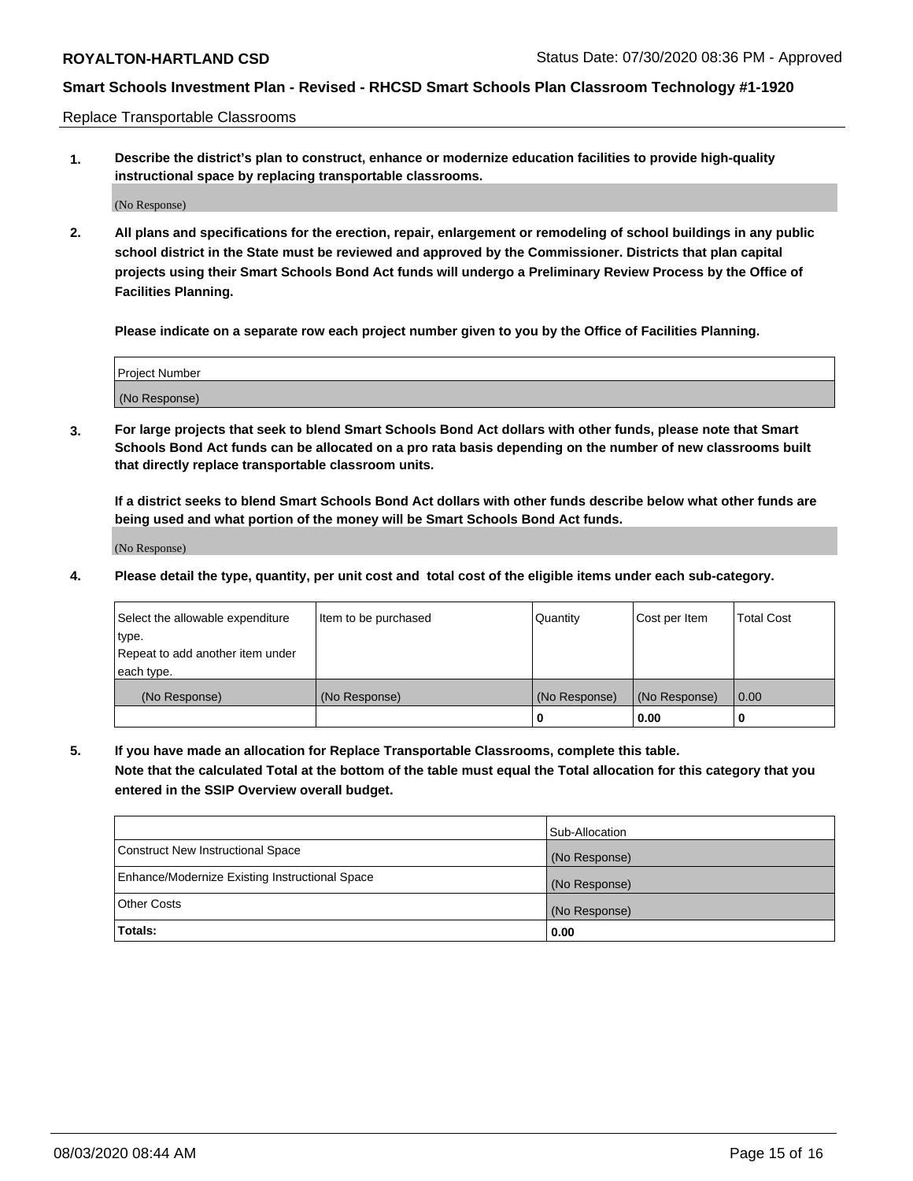Replace Transportable Classrooms

1. **Describe the district's plan to construct, enhance or modernize education facilities to provide high-quality instructional space by replacing transportable classrooms.**

(No Response)

2. **All plans and specifications for the erection, repair, enlargement or remodeling of school buildings in any public school district in the State must be reviewed and approved by the Commissioner. Districts that plan capital projects using their Smart Schools Bond Act funds will undergo a Preliminary Review Process by the Office of Facilities Planning.**

**Please indicate on a separate row each project number given to you by the Office of Facilities Planning.**

| Project Number |
| --- |
| (No Response) |

3. **For large projects that seek to blend Smart Schools Bond Act dollars with other funds, please note that Smart Schools Bond Act funds can be allocated on a pro rata basis depending on the number of new classrooms built that directly replace transportable classroom units.**

**If a district seeks to blend Smart Schools Bond Act dollars with other funds describe below what other funds are being used and what portion of the money will be Smart Schools Bond Act funds.**

(No Response)

4. **Please detail the type, quantity, per unit cost and total cost of the eligible items under each sub-category.**

| Select the allowable expenditure type. Repeat to add another item under each type. | Item to be purchased | Quantity | Cost per Item | Total Cost |
| --- | --- | --- | --- | --- |
| (No Response) | (No Response) | (No Response) | (No Response) | 0.00 |
| | | **0** | **0.00** | **0** |

5. **If you have made an allocation for Replace Transportable Classrooms, complete this table. Note that the calculated Total at the bottom of the table must equal the Total allocation for this category that you entered in the SSIP Overview overall budget.**

| | Sub-Allocation |
| --- | --- |
| Construct New Instructional Space | (No Response) |
| Enhance/Modernize Existing Instructional Space | (No Response) |
| Other Costs | (No Response) |
| **Totals:** | **0.00** |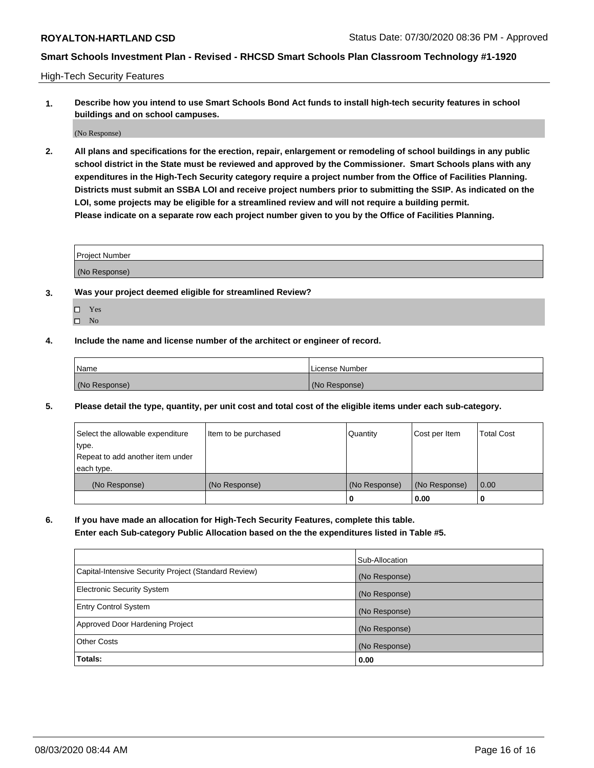High-Tech Security Features

1. **Describe how you intend to use Smart Schools Bond Act funds to install high-tech security features in school buildings and on school campuses.**

(No Response)

2. **All plans and specifications for the erection, repair, enlargement or remodeling of school buildings in any public school district in the State must be reviewed and approved by the Commissioner. Smart Schools plans with any expenditures in the High-Tech Security category require a project number from the Office of Facilities Planning. Districts must submit an SSBA LOI and receive project numbers prior to submitting the SSIP. As indicated on the LOI, some projects may be eligible for a streamlined review and will not require a building permit. Please indicate on a separate row each project number given to you by the Office of Facilities Planning.**

| Project Number |
| --- |
| (No Response) |

3. **Was your project deemed eligible for streamlined Review?**

- ☐ Yes
- ☐ No

4. **Include the name and license number of the architect or engineer of record.**

| Name | License Number |
| --- | --- |
| (No Response) | (No Response) |

5. **Please detail the type, quantity, per unit cost and total cost of the eligible items under each sub-category.**

| Select the allowable expenditure type. Repeat to add another item under each type. | Item to be purchased | Quantity | Cost per Item | Total Cost |
| --- | --- | --- | --- | --- |
| (No Response) | (No Response) | (No Response) | (No Response) | 0.00 |
| | | 0 | 0.00 | 0 |

6. **If you have made an allocation for High-Tech Security Features, complete this table. Enter each Sub-category Public Allocation based on the the expenditures listed in Table #5.**

| | Sub-Allocation |
| --- | --- |
| Capital-Intensive Security Project (Standard Review) | (No Response) |
| Electronic Security System | (No Response) |
| Entry Control System | (No Response) |
| Approved Door Hardening Project | (No Response) |
| Other Costs | (No Response) |
| **Totals:** | **0.00** |